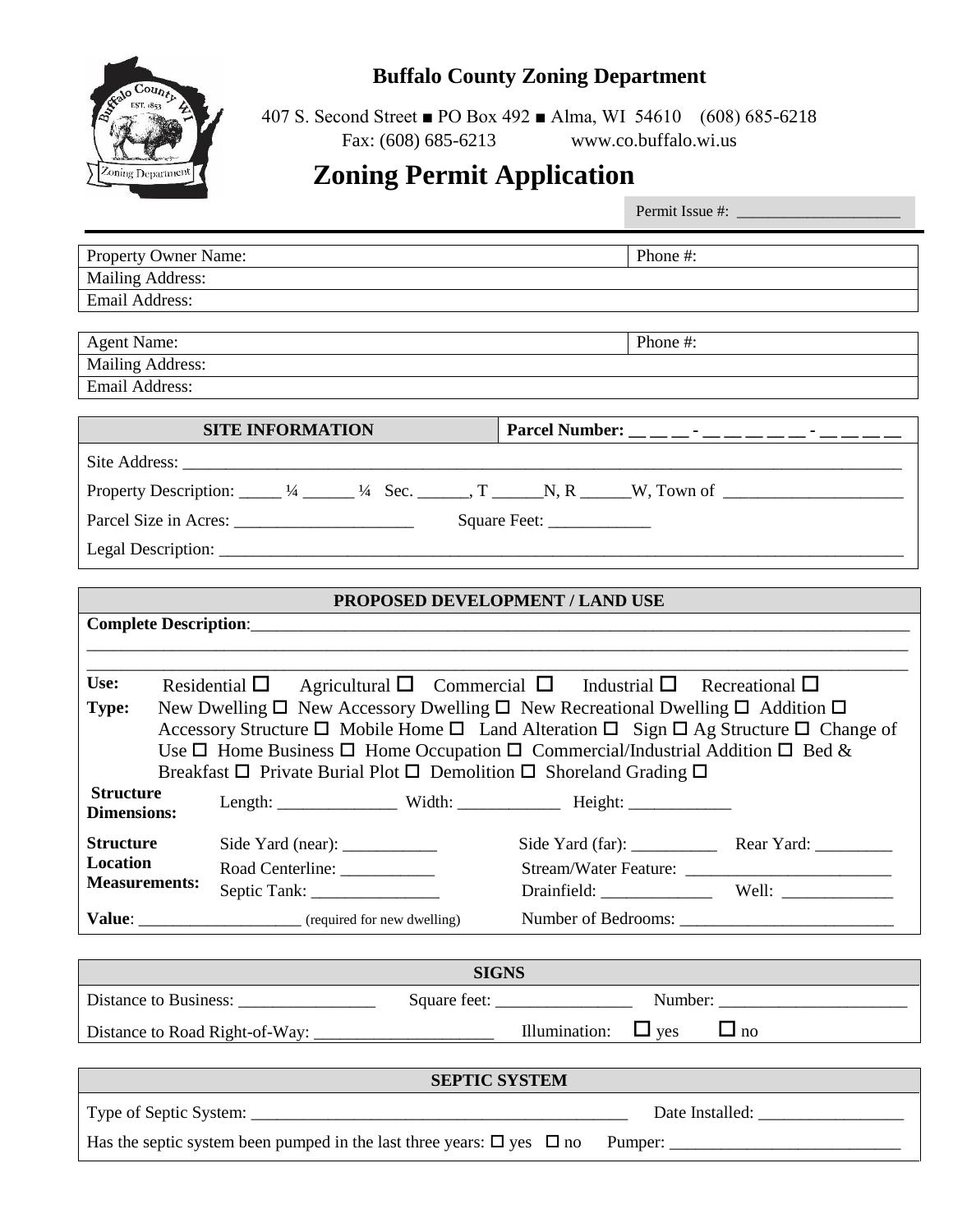# Buffalo County Zoning Department

407 S. Second Street ■ PO Box 492 ■ Alma, WI 54610 (608) 685-6218
Fax: (608) 685-6213 www.co.buffalo.wi.us

## Zoning Permit Application

Permit Issue #: ____________________

| Property Owner Name: | Phone #: |
|---|---|
| Mailing Address: | |
| Email Address: | |

| Agent Name: | Phone #: |
|---|---|
| Mailing Address: | |
| Email Address: | |

| SITE INFORMATION | Parcel Number: __ __ __ - __ __ __ __ __ - __ __ __ __ |
|---|---|

Site Address: ____________________________________________________________

Property Description: _____ ¼ ______ ¼ Sec. ______, T ______N, R ______W, Town of ____________________

Parcel Size in Acres: ____________________ Square Feet: ____________

Legal Description: ____________________________________________________________

**PROPOSED DEVELOPMENT / LAND USE**

**Complete Description**:____________________________________________________________

____________________________________________________________

____________________________________________________________

**Use:** Residential ☐ Agricultural ☐ Commercial ☐ Industrial ☐ Recreational ☐

**Type:** New Dwelling ☐ New Accessory Dwelling ☐ New Recreational Dwelling ☐ Addition ☐ Accessory Structure ☐ Mobile Home ☐ Land Alteration ☐ Sign ☐ Ag Structure ☐ Change of Use ☐ Home Business ☐ Home Occupation ☐ Commercial/Industrial Addition ☐ Bed & Breakfast ☐ Private Burial Plot ☐ Demolition ☐ Shoreland Grading ☐

**Structure Dimensions:** Length: ______________ Width: ____________ Height: ____________

**Structure Location Measurements:**
Side Yard (near): ___________ Side Yard (far): __________ Rear Yard: _________
Road Centerline: ___________ Stream/Water Feature: ________________________
Septic Tank: _______________ Drainfield: _____________ Well: _____________

**Value**: ___________________ (required for new dwelling) Number of Bedrooms: _________________________

**SIGNS**

Distance to Business: ________________ Square feet: ________________ Number: ______________________

Distance to Road Right-of-Way: _____________________ Illumination: ☐ yes ☐ no

**SEPTIC SYSTEM**

Type of Septic System: _____________________________________________ Date Installed: _________________

Has the septic system been pumped in the last three years: ☐ yes ☐ no Pumper: ___________________________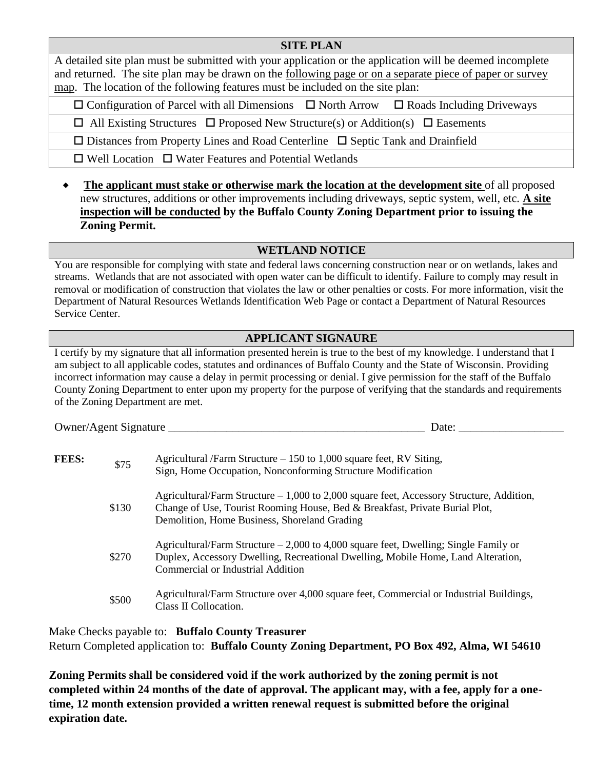## SITE PLAN

A detailed site plan must be submitted with your application or the application will be deemed incomplete and returned. The site plan may be drawn on the following page or on a separate piece of paper or survey map. The location of the following features must be included on the site plan:

- ☐ Configuration of Parcel with all Dimensions ☐ North Arrow ☐ Roads Including Driveways
- ☐ All Existing Structures ☐ Proposed New Structure(s) or Addition(s) ☐ Easements
- ☐ Distances from Property Lines and Road Centerline ☐ Septic Tank and Drainfield
- ☐ Well Location ☐ Water Features and Potential Wetlands

- **The applicant must stake or otherwise mark the location at the development site** of all proposed new structures, additions or other improvements including driveways, septic system, well, etc. **A site inspection will be conducted by the Buffalo County Zoning Department prior to issuing the Zoning Permit.**

## WETLAND NOTICE

You are responsible for complying with state and federal laws concerning construction near or on wetlands, lakes and streams. Wetlands that are not associated with open water can be difficult to identify. Failure to comply may result in removal or modification of construction that violates the law or other penalties or costs. For more information, visit the Department of Natural Resources Wetlands Identification Web Page or contact a Department of Natural Resources Service Center.

## APPLICANT SIGNAURE

I certify by my signature that all information presented herein is true to the best of my knowledge. I understand that I am subject to all applicable codes, statutes and ordinances of Buffalo County and the State of Wisconsin. Providing incorrect information may cause a delay in permit processing or denial. I give permission for the staff of the Buffalo County Zoning Department to enter upon my property for the purpose of verifying that the standards and requirements of the Zoning Department are met.

Owner/Agent Signature ____________________________________________ Date: __________________

| **FEES:** | | |
|---|---|---|
| | $75 | Agricultural /Farm Structure – 150 to 1,000 square feet, RV Siting, Sign, Home Occupation, Nonconforming Structure Modification |
| | $130 | Agricultural/Farm Structure – 1,000 to 2,000 square feet, Accessory Structure, Addition, Change of Use, Tourist Rooming House, Bed & Breakfast, Private Burial Plot, Demolition, Home Business, Shoreland Grading |
| | $270 | Agricultural/Farm Structure – 2,000 to 4,000 square feet, Dwelling; Single Family or Duplex, Accessory Dwelling, Recreational Dwelling, Mobile Home, Land Alteration, Commercial or Industrial Addition |
| | $500 | Agricultural/Farm Structure over 4,000 square feet, Commercial or Industrial Buildings, Class II Collocation. |

Make Checks payable to: **Buffalo County Treasurer**
Return Completed application to: **Buffalo County Zoning Department, PO Box 492, Alma, WI 54610**

**Zoning Permits shall be considered void if the work authorized by the zoning permit is not completed within 24 months of the date of approval. The applicant may, with a fee, apply for a one-time, 12 month extension provided a written renewal request is submitted before the original expiration date.**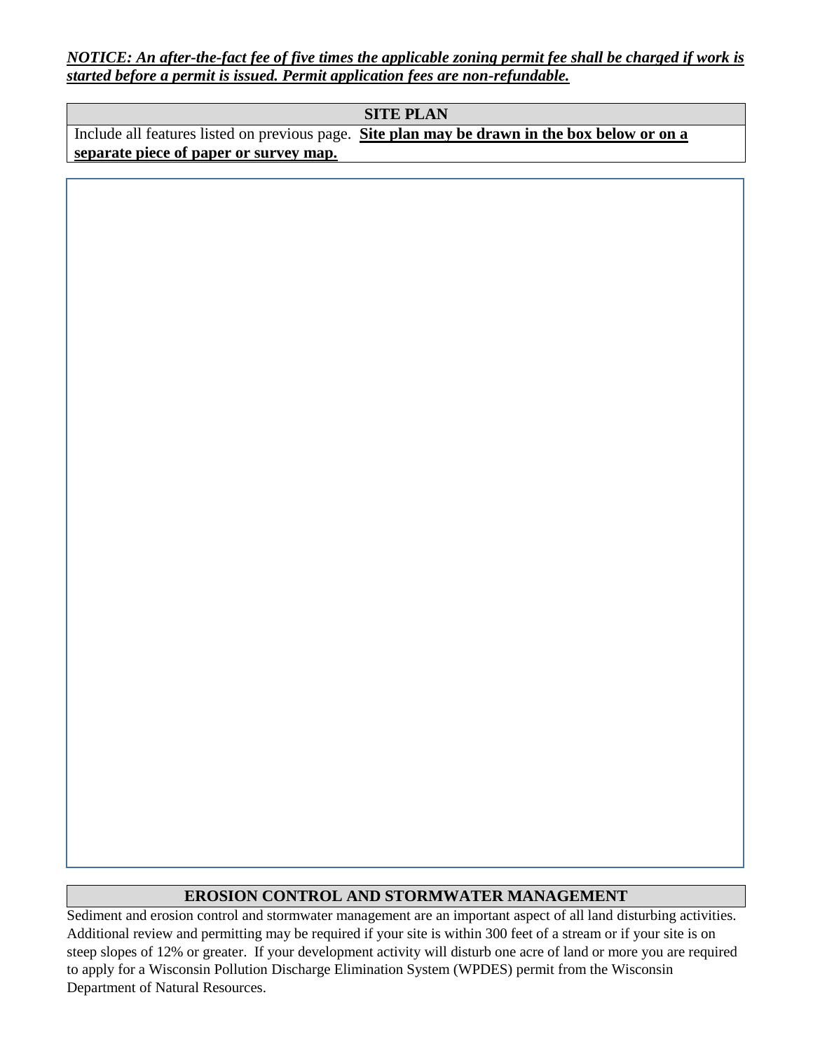***NOTICE: An after-the-fact fee of five times the applicable zoning permit fee shall be charged if work is started before a permit is issued. Permit application fees are non-refundable.***

## SITE PLAN

Include all features listed on previous page. **Site plan may be drawn in the box below or on a separate piece of paper or survey map.**

## EROSION CONTROL AND STORMWATER MANAGEMENT

Sediment and erosion control and stormwater management are an important aspect of all land disturbing activities. Additional review and permitting may be required if your site is within 300 feet of a stream or if your site is on steep slopes of 12% or greater. If your development activity will disturb one acre of land or more you are required to apply for a Wisconsin Pollution Discharge Elimination System (WPDES) permit from the Wisconsin Department of Natural Resources.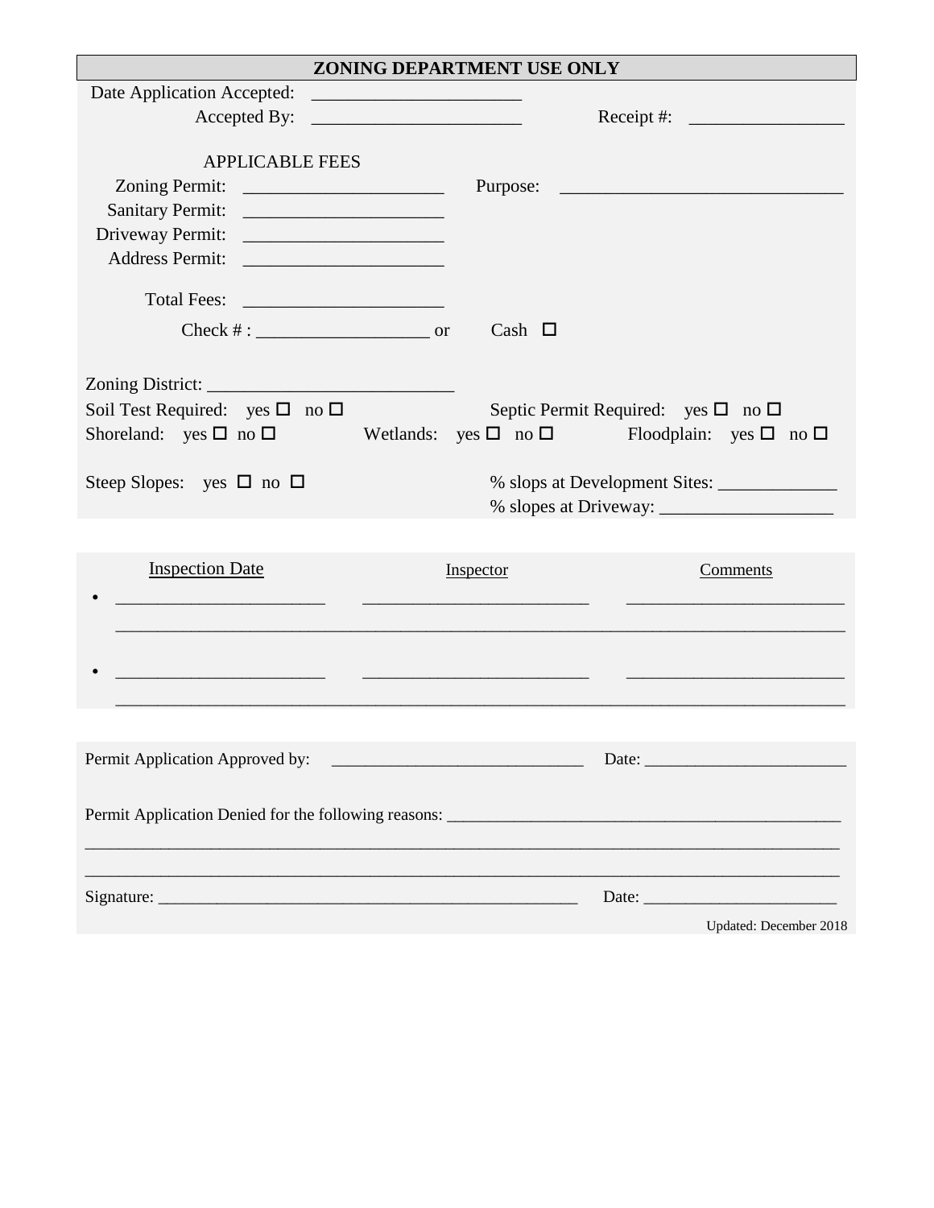## ZONING DEPARTMENT USE ONLY

Date Application Accepted: ______________________

Accepted By: ______________________ Receipt #: ________________

APPLICABLE FEES

Zoning Permit: _____________________ Purpose: ______________________________

Sanitary Permit: _____________________

Driveway Permit: _____________________

Address Permit: _____________________

Total Fees: _____________________

Check # : __________________ or Cash ☐

Zoning District: __________________________

Soil Test Required: yes ☐ no ☐ Septic Permit Required: yes ☐ no ☐

Shoreland: yes ☐ no ☐ Wetlands: yes ☐ no ☐ Floodplain: yes ☐ no ☐

Steep Slopes: yes ☐ no ☐ % slops at Development Sites: ____________

% slopes at Driveway: __________________

| Inspection Date | Inspector | Comments |
|---|---|---|
| • ______________________ | ________________________ | _______________________ |
| ______________________________________________________________________________ | | |
| • ______________________ | ________________________ | _______________________ |
| ______________________________________________________________________________ | | |

Permit Application Approved by: ____________________________ Date: ______________________

Permit Application Denied for the following reasons: ____________________________________________

_______________________________________________________________________________________

_______________________________________________________________________________________

Signature: _______________________________________________ Date: ______________________

Updated: December 2018